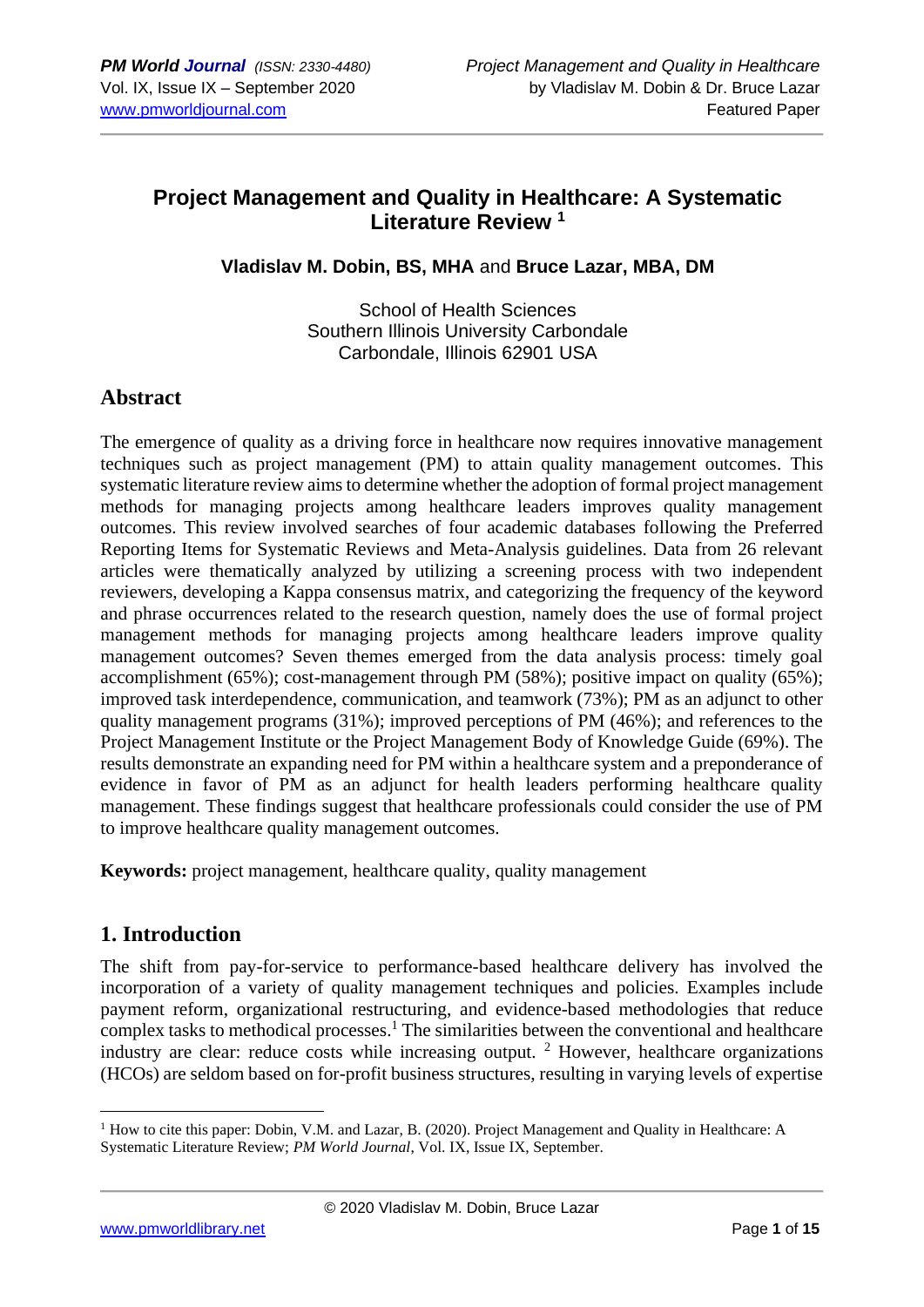# Project Management and Quality in Healthcare: A Systematic Literature Review [1]

**Vladislav M. Dobin, BS, MHA** and **Bruce Lazar, MBA, DM**

School of Health Sciences
Southern Illinois University Carbondale
Carbondale, Illinois 62901 USA

## Abstract

The emergence of quality as a driving force in healthcare now requires innovative management techniques such as project management (PM) to attain quality management outcomes. This systematic literature review aims to determine whether the adoption of formal project management methods for managing projects among healthcare leaders improves quality management outcomes. This review involved searches of four academic databases following the Preferred Reporting Items for Systematic Reviews and Meta-Analysis guidelines. Data from 26 relevant articles were thematically analyzed by utilizing a screening process with two independent reviewers, developing a Kappa consensus matrix, and categorizing the frequency of the keyword and phrase occurrences related to the research question, namely does the use of formal project management methods for managing projects among healthcare leaders improve quality management outcomes? Seven themes emerged from the data analysis process: timely goal accomplishment (65%); cost-management through PM (58%); positive impact on quality (65%); improved task interdependence, communication, and teamwork (73%); PM as an adjunct to other quality management programs (31%); improved perceptions of PM (46%); and references to the Project Management Institute or the Project Management Body of Knowledge Guide (69%). The results demonstrate an expanding need for PM within a healthcare system and a preponderance of evidence in favor of PM as an adjunct for health leaders performing healthcare quality management. These findings suggest that healthcare professionals could consider the use of PM to improve healthcare quality management outcomes.

**Keywords:** project management, healthcare quality, quality management

## 1. Introduction

The shift from pay-for-service to performance-based healthcare delivery has involved the incorporation of a variety of quality management techniques and policies. Examples include payment reform, organizational restructuring, and evidence-based methodologies that reduce complex tasks to methodical processes.[1] The similarities between the conventional and healthcare industry are clear: reduce costs while increasing output. [2] However, healthcare organizations (HCOs) are seldom based on for-profit business structures, resulting in varying levels of expertise

---

[1] How to cite this paper: Dobin, V.M. and Lazar, B. (2020). Project Management and Quality in Healthcare: A Systematic Literature Review; *PM World Journal*, Vol. IX, Issue IX, September.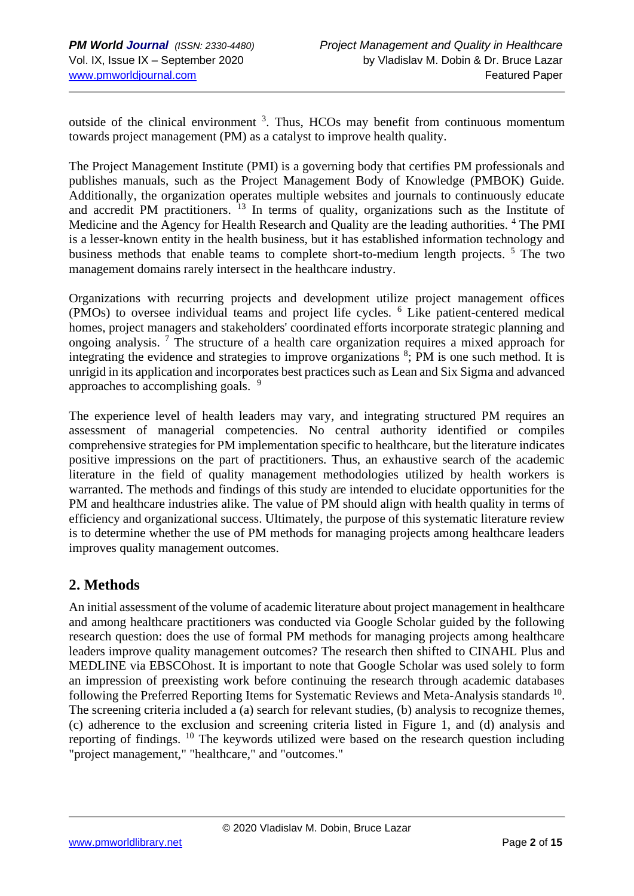outside of the clinical environment [3]. Thus, HCOs may benefit from continuous momentum towards project management (PM) as a catalyst to improve health quality.

The Project Management Institute (PMI) is a governing body that certifies PM professionals and publishes manuals, such as the Project Management Body of Knowledge (PMBOK) Guide. Additionally, the organization operates multiple websites and journals to continuously educate and accredit PM practitioners. [13] In terms of quality, organizations such as the Institute of Medicine and the Agency for Health Research and Quality are the leading authorities. [4] The PMI is a lesser-known entity in the health business, but it has established information technology and business methods that enable teams to complete short-to-medium length projects. [5] The two management domains rarely intersect in the healthcare industry.

Organizations with recurring projects and development utilize project management offices (PMOs) to oversee individual teams and project life cycles. [6] Like patient-centered medical homes, project managers and stakeholders' coordinated efforts incorporate strategic planning and ongoing analysis. [7] The structure of a health care organization requires a mixed approach for integrating the evidence and strategies to improve organizations [8]; PM is one such method. It is unrigid in its application and incorporates best practices such as Lean and Six Sigma and advanced approaches to accomplishing goals. [9]

The experience level of health leaders may vary, and integrating structured PM requires an assessment of managerial competencies. No central authority identified or compiles comprehensive strategies for PM implementation specific to healthcare, but the literature indicates positive impressions on the part of practitioners. Thus, an exhaustive search of the academic literature in the field of quality management methodologies utilized by health workers is warranted. The methods and findings of this study are intended to elucidate opportunities for the PM and healthcare industries alike. The value of PM should align with health quality in terms of efficiency and organizational success. Ultimately, the purpose of this systematic literature review is to determine whether the use of PM methods for managing projects among healthcare leaders improves quality management outcomes.

## 2. Methods

An initial assessment of the volume of academic literature about project management in healthcare and among healthcare practitioners was conducted via Google Scholar guided by the following research question: does the use of formal PM methods for managing projects among healthcare leaders improve quality management outcomes? The research then shifted to CINAHL Plus and MEDLINE via EBSCOhost. It is important to note that Google Scholar was used solely to form an impression of preexisting work before continuing the research through academic databases following the Preferred Reporting Items for Systematic Reviews and Meta-Analysis standards [10]. The screening criteria included a (a) search for relevant studies, (b) analysis to recognize themes, (c) adherence to the exclusion and screening criteria listed in Figure 1, and (d) analysis and reporting of findings. [10] The keywords utilized were based on the research question including "project management," "healthcare," and "outcomes."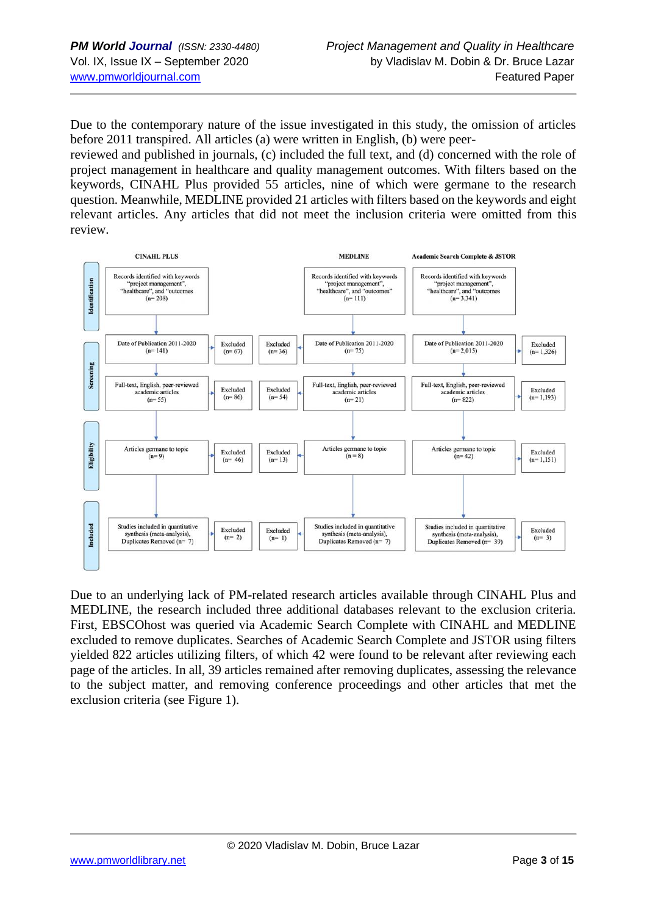Due to the contemporary nature of the issue investigated in this study, the omission of articles before 2011 transpired. All articles (a) were written in English, (b) were peer-reviewed and published in journals, (c) included the full text, and (d) concerned with the role of project management in healthcare and quality management outcomes. With filters based on the keywords, CINAHL Plus provided 55 articles, nine of which were germane to the research question. Meanwhile, MEDLINE provided 21 articles with filters based on the keywords and eight relevant articles. Any articles that did not meet the inclusion criteria were omitted from this review.

| Stage | CINAHL PLUS | | MEDLINE | | Academic Search Complete & JSTOR | |
|---|---|---|---|---|---|---|
| Identification | Records identified with keywords "project management", "healthcare", and "outcomes (n= 208) | | Records identified with keywords "project management", "healthcare", and "outcomes" (n= 111) | | Records identified with keywords "project management", "healthcare", and "outcomes (n= 3,341) | |
| Screening | Date of Publication 2011-2020 (n= 141) | Excluded (n= 67) | Date of Publication 2011-2020 (n= 75) | Excluded (n= 36) | Date of Publication 2011-2020 (n= 2,015) | Excluded (n= 1,326) |
| Screening | Full-text, English, peer-reviewed academic articles (n= 55) | Excluded (n= 86) | Full-text, English, peer-reviewed academic articles (n= 21) | Excluded (n= 54) | Full-text, English, peer-reviewed academic articles (n= 822) | Excluded (n= 1,193) |
| Eligibility | Articles germane to topic (n= 9) | Excluded (n= 46) | Articles germane to topic (n = 8) | Excluded (n= 13) | Articles germane to topic (n= 42) | Excluded (n= 1,151) |
| Included | Studies included in quantitative synthesis (meta-analysis), Duplicates Removed (n= 7) | Excluded (n= 2) | Studies included in quantitative synthesis (meta-analysis), Duplicates Removed (n= 7) | Excluded (n= 1) | Studies included in quantitative synthesis (meta-analysis), Duplicates Removed (n= 39) | Excluded (n= 3) |

Due to an underlying lack of PM-related research articles available through CINAHL Plus and MEDLINE, the research included three additional databases relevant to the exclusion criteria. First, EBSCOhost was queried via Academic Search Complete with CINAHL and MEDLINE excluded to remove duplicates. Searches of Academic Search Complete and JSTOR using filters yielded 822 articles utilizing filters, of which 42 were found to be relevant after reviewing each page of the articles. In all, 39 articles remained after removing duplicates, assessing the relevance to the subject matter, and removing conference proceedings and other articles that met the exclusion criteria (see Figure 1).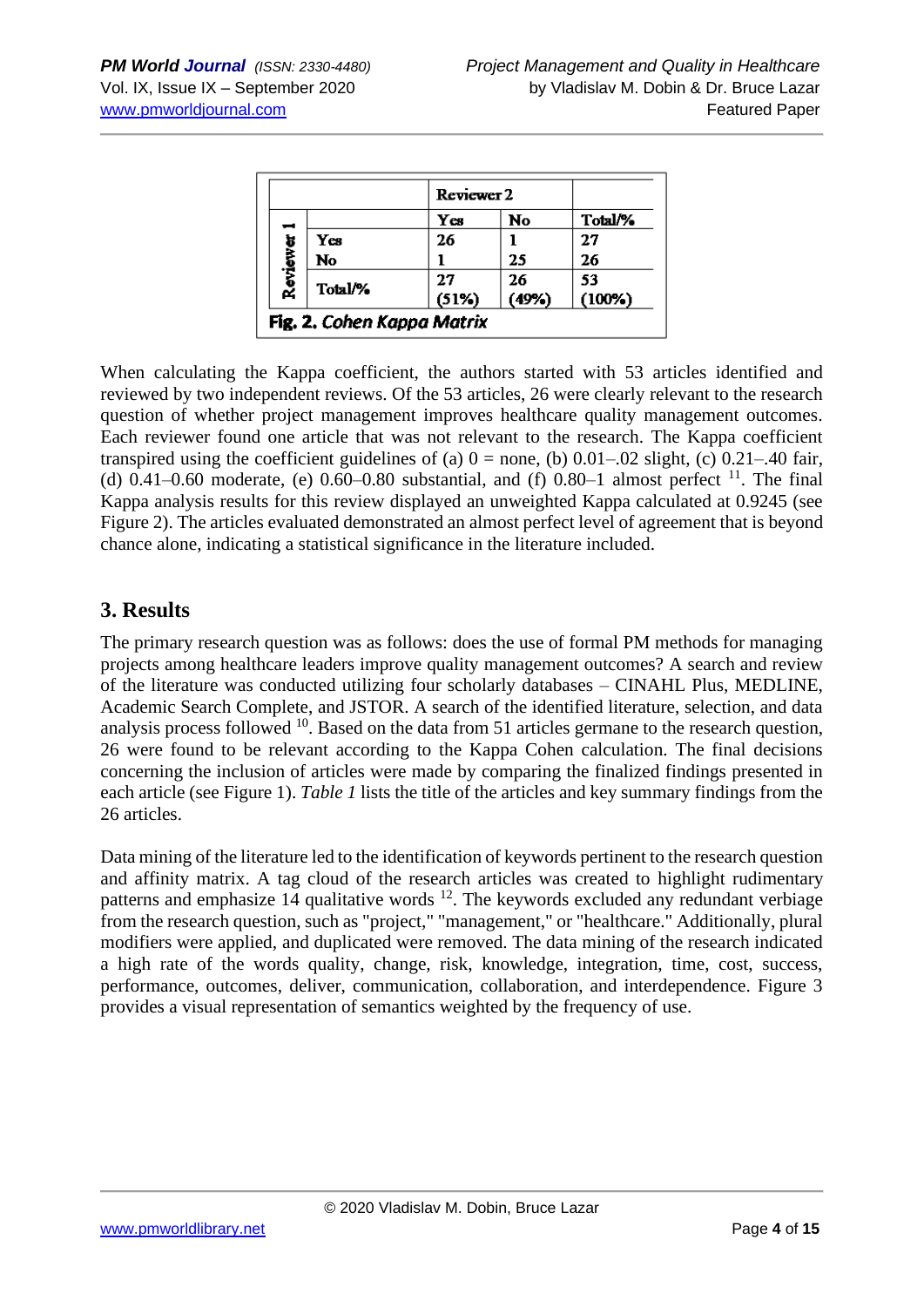| | | Reviewer 2 | | |
|---|---|---|---|---|
| | | Yes | No | Total/% |
| Reviewer 1 | Yes | 26 | 1 | 27 |
| | No | 1 | 25 | 26 |
| | Total/% | 27 (51%) | 26 (49%) | 53 (100%) |

**Fig. 2.** *Cohen Kappa Matrix*

When calculating the Kappa coefficient, the authors started with 53 articles identified and reviewed by two independent reviews. Of the 53 articles, 26 were clearly relevant to the research question of whether project management improves healthcare quality management outcomes. Each reviewer found one article that was not relevant to the research. The Kappa coefficient transpired using the coefficient guidelines of (a) 0 = none, (b) 0.01–.02 slight, (c) 0.21–.40 fair, (d) 0.41–0.60 moderate, (e) 0.60–0.80 substantial, and (f) 0.80–1 almost perfect [11]. The final Kappa analysis results for this review displayed an unweighted Kappa calculated at 0.9245 (see Figure 2). The articles evaluated demonstrated an almost perfect level of agreement that is beyond chance alone, indicating a statistical significance in the literature included.

## 3. Results

The primary research question was as follows: does the use of formal PM methods for managing projects among healthcare leaders improve quality management outcomes? A search and review of the literature was conducted utilizing four scholarly databases – CINAHL Plus, MEDLINE, Academic Search Complete, and JSTOR. A search of the identified literature, selection, and data analysis process followed [10]. Based on the data from 51 articles germane to the research question, 26 were found to be relevant according to the Kappa Cohen calculation. The final decisions concerning the inclusion of articles were made by comparing the finalized findings presented in each article (see Figure 1). *Table 1* lists the title of the articles and key summary findings from the 26 articles.

Data mining of the literature led to the identification of keywords pertinent to the research question and affinity matrix. A tag cloud of the research articles was created to highlight rudimentary patterns and emphasize 14 qualitative words [12]. The keywords excluded any redundant verbiage from the research question, such as "project," "management," or "healthcare." Additionally, plural modifiers were applied, and duplicated were removed. The data mining of the research indicated a high rate of the words quality, change, risk, knowledge, integration, time, cost, success, performance, outcomes, deliver, communication, collaboration, and interdependence. Figure 3 provides a visual representation of semantics weighted by the frequency of use.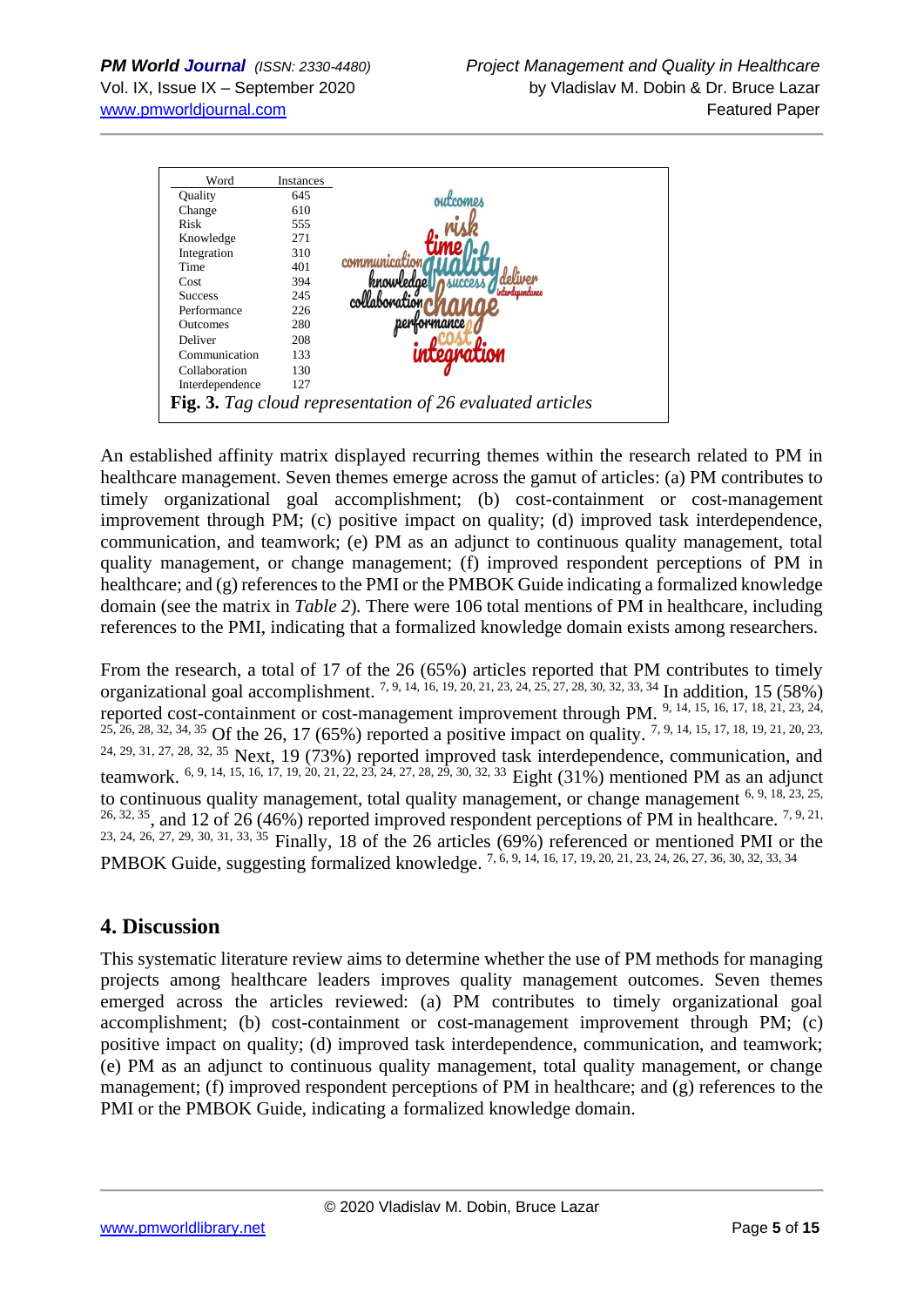| Word | Instances |
|---|---|
| Quality | 645 |
| Change | 610 |
| Risk | 555 |
| Knowledge | 271 |
| Integration | 310 |
| Time | 401 |
| Cost | 394 |
| Success | 245 |
| Performance | 226 |
| Outcomes | 280 |
| Deliver | 208 |
| Communication | 133 |
| Collaboration | 130 |
| Interdependence | 127 |

**Fig. 3.** *Tag cloud representation of 26 evaluated articles*

An established affinity matrix displayed recurring themes within the research related to PM in healthcare management. Seven themes emerge across the gamut of articles: (a) PM contributes to timely organizational goal accomplishment; (b) cost-containment or cost-management improvement through PM; (c) positive impact on quality; (d) improved task interdependence, communication, and teamwork; (e) PM as an adjunct to continuous quality management, total quality management, or change management; (f) improved respondent perceptions of PM in healthcare; and (g) references to the PMI or the PMBOK Guide indicating a formalized knowledge domain (see the matrix in *Table 2*)*.* There were 106 total mentions of PM in healthcare, including references to the PMI, indicating that a formalized knowledge domain exists among researchers.

From the research, a total of 17 of the 26 (65%) articles reported that PM contributes to timely organizational goal accomplishment. [7, 9, 14, 16, 19, 20, 21, 23, 24, 25, 27, 28, 30, 32, 33, 34] In addition, 15 (58%) reported cost-containment or cost-management improvement through PM. [9, 14, 15, 16, 17, 18, 21, 23, 24, 25, 26, 28, 32, 34, 35] Of the 26, 17 (65%) reported a positive impact on quality. [7, 9, 14, 15, 17, 18, 19, 21, 20, 23, 24, 29, 31, 27, 28, 32, 35] Next, 19 (73%) reported improved task interdependence, communication, and teamwork. [6, 9, 14, 15, 16, 17, 19, 20, 21, 22, 23, 24, 27, 28, 29, 30, 32, 33] Eight (31%) mentioned PM as an adjunct to continuous quality management, total quality management, or change management [6, 9, 18, 23, 25, 26, 32, 35], and 12 of 26 (46%) reported improved respondent perceptions of PM in healthcare. [7, 9, 21, 23, 24, 26, 27, 29, 30, 31, 33, 35] Finally, 18 of the 26 articles (69%) referenced or mentioned PMI or the PMBOK Guide, suggesting formalized knowledge. [7, 6, 9, 14, 16, 17, 19, 20, 21, 23, 24, 26, 27, 36, 30, 32, 33, 34]

## 4. Discussion

This systematic literature review aims to determine whether the use of PM methods for managing projects among healthcare leaders improves quality management outcomes. Seven themes emerged across the articles reviewed: (a) PM contributes to timely organizational goal accomplishment; (b) cost-containment or cost-management improvement through PM; (c) positive impact on quality; (d) improved task interdependence, communication, and teamwork; (e) PM as an adjunct to continuous quality management, total quality management, or change management; (f) improved respondent perceptions of PM in healthcare; and (g) references to the PMI or the PMBOK Guide, indicating a formalized knowledge domain.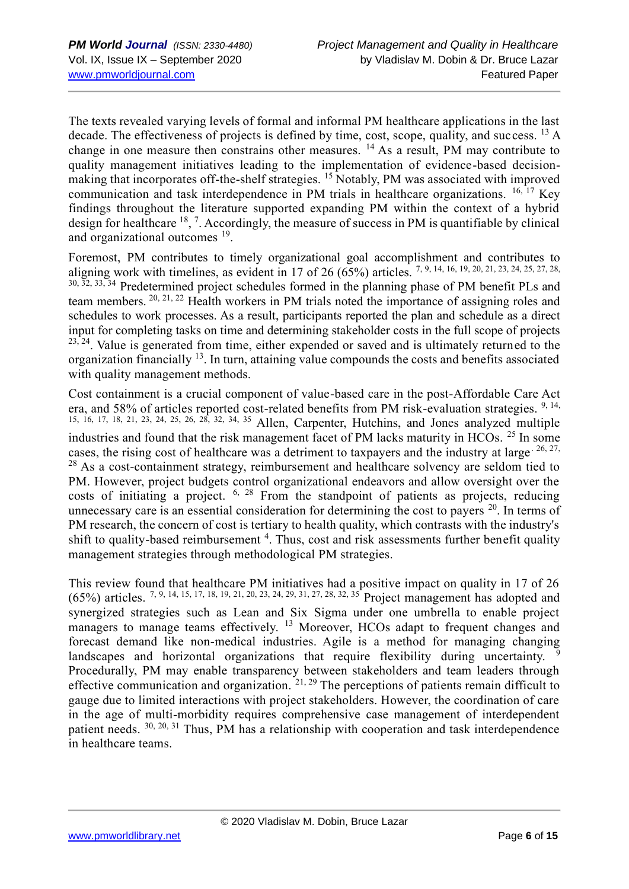The texts revealed varying levels of formal and informal PM healthcare applications in the last decade. The effectiveness of projects is defined by time, cost, scope, quality, and success. [13] A change in one measure then constrains other measures. [14] As a result, PM may contribute to quality management initiatives leading to the implementation of evidence-based decision-making that incorporates off-the-shelf strategies. [15] Notably, PM was associated with improved communication and task interdependence in PM trials in healthcare organizations. [16, 17] Key findings throughout the literature supported expanding PM within the context of a hybrid design for healthcare [18, 7]. Accordingly, the measure of success in PM is quantifiable by clinical and organizational outcomes [19].

Foremost, PM contributes to timely organizational goal accomplishment and contributes to aligning work with timelines, as evident in 17 of 26 (65%) articles. [7, 9, 14, 16, 19, 20, 21, 23, 24, 25, 27, 28, 30, 32, 33, 34] Predetermined project schedules formed in the planning phase of PM benefit PLs and team members. [20, 21, 22] Health workers in PM trials noted the importance of assigning roles and schedules to work processes. As a result, participants reported the plan and schedule as a direct input for completing tasks on time and determining stakeholder costs in the full scope of projects [23, 24]. Value is generated from time, either expended or saved and is ultimately returned to the organization financially [13]. In turn, attaining value compounds the costs and benefits associated with quality management methods.

Cost containment is a crucial component of value-based care in the post-Affordable Care Act era, and 58% of articles reported cost-related benefits from PM risk-evaluation strategies. [9, 14, 15, 16, 17, 18, 21, 23, 24, 25, 26, 28, 32, 34, 35] Allen, Carpenter, Hutchins, and Jones analyzed multiple industries and found that the risk management facet of PM lacks maturity in HCOs. [25] In some cases, the rising cost of healthcare was a detriment to taxpayers and the industry at large. [26, 27, 28] As a cost-containment strategy, reimbursement and healthcare solvency are seldom tied to PM. However, project budgets control organizational endeavors and allow oversight over the costs of initiating a project. [6, 28] From the standpoint of patients as projects, reducing unnecessary care is an essential consideration for determining the cost to payers [20]. In terms of PM research, the concern of cost is tertiary to health quality, which contrasts with the industry's shift to quality-based reimbursement [4]. Thus, cost and risk assessments further benefit quality management strategies through methodological PM strategies.

This review found that healthcare PM initiatives had a positive impact on quality in 17 of 26 (65%) articles. [7, 9, 14, 15, 17, 18, 19, 21, 20, 23, 24, 29, 31, 27, 28, 32, 35] Project management has adopted and synergized strategies such as Lean and Six Sigma under one umbrella to enable project managers to manage teams effectively. [13] Moreover, HCOs adapt to frequent changes and forecast demand like non-medical industries. Agile is a method for managing changing landscapes and horizontal organizations that require flexibility during uncertainty. [9] Procedurally, PM may enable transparency between stakeholders and team leaders through effective communication and organization. [21, 29] The perceptions of patients remain difficult to gauge due to limited interactions with project stakeholders. However, the coordination of care in the age of multi-morbidity requires comprehensive case management of interdependent patient needs. [30, 20, 31] Thus, PM has a relationship with cooperation and task interdependence in healthcare teams.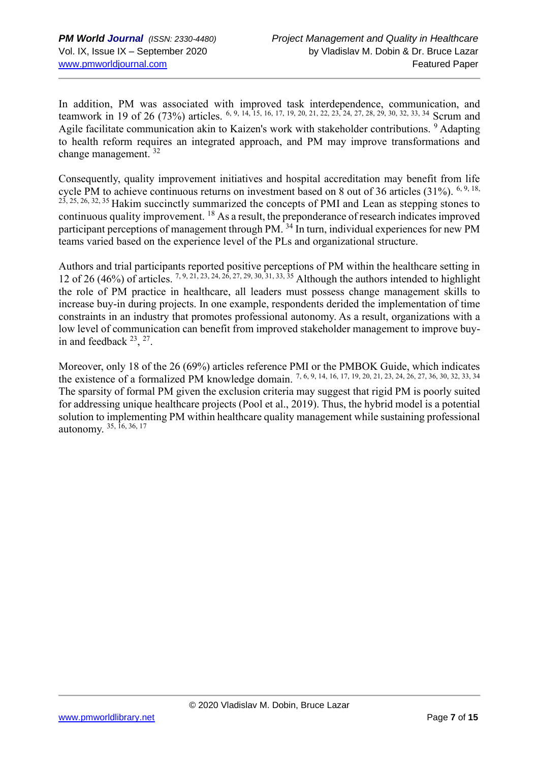In addition, PM was associated with improved task interdependence, communication, and teamwork in 19 of 26 (73%) articles. [6, 9, 14, 15, 16, 17, 19, 20, 21, 22, 23, 24, 27, 28, 29, 30, 32, 33, 34] Scrum and Agile facilitate communication akin to Kaizen's work with stakeholder contributions. [9] Adapting to health reform requires an integrated approach, and PM may improve transformations and change management. [32]

Consequently, quality improvement initiatives and hospital accreditation may benefit from life cycle PM to achieve continuous returns on investment based on 8 out of 36 articles (31%). [6, 9, 18, 23, 25, 26, 32, 35] Hakim succinctly summarized the concepts of PMI and Lean as stepping stones to continuous quality improvement. [18] As a result, the preponderance of research indicates improved participant perceptions of management through PM. [34] In turn, individual experiences for new PM teams varied based on the experience level of the PLs and organizational structure.

Authors and trial participants reported positive perceptions of PM within the healthcare setting in 12 of 26 (46%) of articles. [7, 9, 21, 23, 24, 26, 27, 29, 30, 31, 33, 35] Although the authors intended to highlight the role of PM practice in healthcare, all leaders must possess change management skills to increase buy-in during projects. In one example, respondents derided the implementation of time constraints in an industry that promotes professional autonomy. As a result, organizations with a low level of communication can benefit from improved stakeholder management to improve buy-in and feedback [23], [27].

Moreover, only 18 of the 26 (69%) articles reference PMI or the PMBOK Guide, which indicates the existence of a formalized PM knowledge domain. [7, 6, 9, 14, 16, 17, 19, 20, 21, 23, 24, 26, 27, 36, 30, 32, 33, 34] The sparsity of formal PM given the exclusion criteria may suggest that rigid PM is poorly suited for addressing unique healthcare projects (Pool et al., 2019). Thus, the hybrid model is a potential solution to implementing PM within healthcare quality management while sustaining professional autonomy. [35, 16, 36, 17]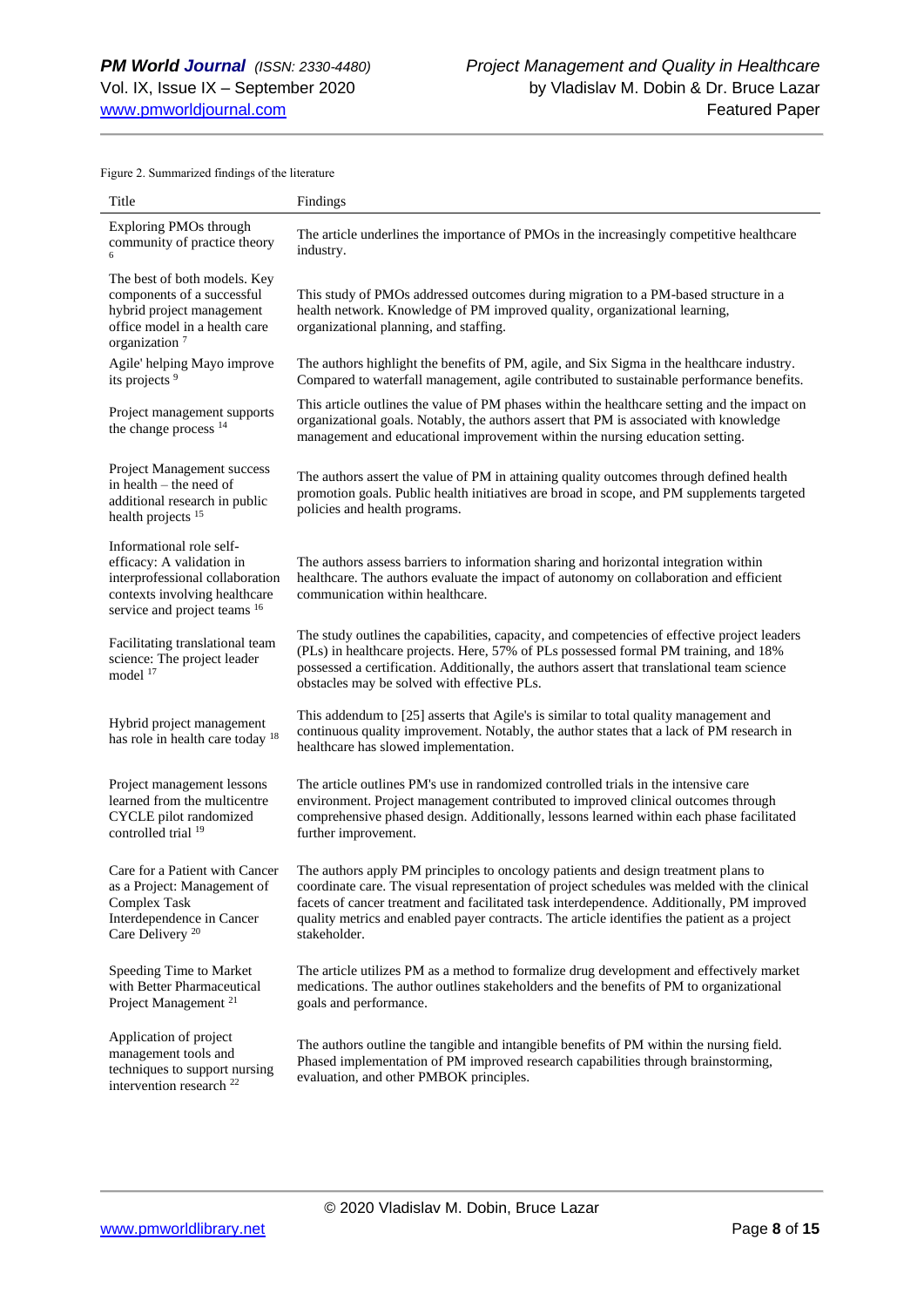Figure 2. Summarized findings of the literature

| Title | Findings |
| --- | --- |
| Exploring PMOs through community of practice theory [6] | The article underlines the importance of PMOs in the increasingly competitive healthcare industry. |
| The best of both models. Key components of a successful hybrid project management office model in a health care organization [7] | This study of PMOs addressed outcomes during migration to a PM-based structure in a health network. Knowledge of PM improved quality, organizational learning, organizational planning, and staffing. |
| Agile' helping Mayo improve its projects [9] | The authors highlight the benefits of PM, agile, and Six Sigma in the healthcare industry. Compared to waterfall management, agile contributed to sustainable performance benefits. |
| Project management supports the change process [14] | This article outlines the value of PM phases within the healthcare setting and the impact on organizational goals. Notably, the authors assert that PM is associated with knowledge management and educational improvement within the nursing education setting. |
| Project Management success in health – the need of additional research in public health projects [15] | The authors assert the value of PM in attaining quality outcomes through defined health promotion goals. Public health initiatives are broad in scope, and PM supplements targeted policies and health programs. |
| Informational role self-efficacy: A validation in interprofessional collaboration contexts involving healthcare service and project teams [16] | The authors assess barriers to information sharing and horizontal integration within healthcare. The authors evaluate the impact of autonomy on collaboration and efficient communication within healthcare. |
| Facilitating translational team science: The project leader model [17] | The study outlines the capabilities, capacity, and competencies of effective project leaders (PLs) in healthcare projects. Here, 57% of PLs possessed formal PM training, and 18% possessed a certification. Additionally, the authors assert that translational team science obstacles may be solved with effective PLs. |
| Hybrid project management has role in health care today [18] | This addendum to [25] asserts that Agile's is similar to total quality management and continuous quality improvement. Notably, the author states that a lack of PM research in healthcare has slowed implementation. |
| Project management lessons learned from the multicentre CYCLE pilot randomized controlled trial [19] | The article outlines PM's use in randomized controlled trials in the intensive care environment. Project management contributed to improved clinical outcomes through comprehensive phased design. Additionally, lessons learned within each phase facilitated further improvement. |
| Care for a Patient with Cancer as a Project: Management of Complex Task Interdependence in Cancer Care Delivery [20] | The authors apply PM principles to oncology patients and design treatment plans to coordinate care. The visual representation of project schedules was melded with the clinical facets of cancer treatment and facilitated task interdependence. Additionally, PM improved quality metrics and enabled payer contracts. The article identifies the patient as a project stakeholder. |
| Speeding Time to Market with Better Pharmaceutical Project Management [21] | The article utilizes PM as a method to formalize drug development and effectively market medications. The author outlines stakeholders and the benefits of PM to organizational goals and performance. |
| Application of project management tools and techniques to support nursing intervention research [22] | The authors outline the tangible and intangible benefits of PM within the nursing field. Phased implementation of PM improved research capabilities through brainstorming, evaluation, and other PMBOK principles. |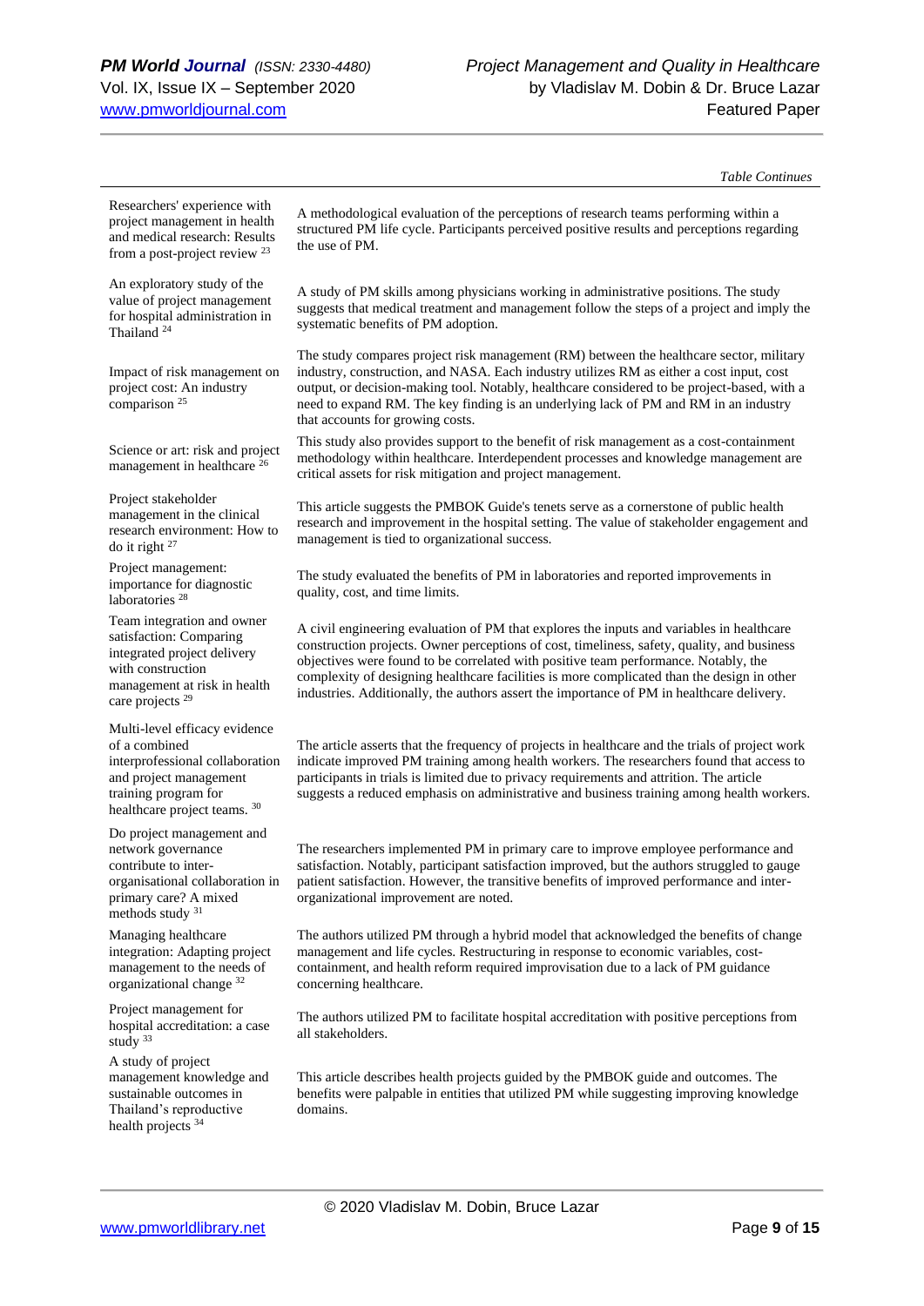*Table Continues*

| | |
|---|---|
| Researchers' experience with project management in health and medical research: Results from a post-project review [23] | A methodological evaluation of the perceptions of research teams performing within a structured PM life cycle. Participants perceived positive results and perceptions regarding the use of PM. |
| An exploratory study of the value of project management for hospital administration in Thailand [24] | A study of PM skills among physicians working in administrative positions. The study suggests that medical treatment and management follow the steps of a project and imply the systematic benefits of PM adoption. |
| Impact of risk management on project cost: An industry comparison [25] | The study compares project risk management (RM) between the healthcare sector, military industry, construction, and NASA. Each industry utilizes RM as either a cost input, cost output, or decision-making tool. Notably, healthcare considered to be project-based, with a need to expand RM. The key finding is an underlying lack of PM and RM in an industry that accounts for growing costs. |
| Science or art: risk and project management in healthcare [26] | This study also provides support to the benefit of risk management as a cost-containment methodology within healthcare. Interdependent processes and knowledge management are critical assets for risk mitigation and project management. |
| Project stakeholder management in the clinical research environment: How to do it right [27] | This article suggests the PMBOK Guide's tenets serve as a cornerstone of public health research and improvement in the hospital setting. The value of stakeholder engagement and management is tied to organizational success. |
| Project management: importance for diagnostic laboratories [28] | The study evaluated the benefits of PM in laboratories and reported improvements in quality, cost, and time limits. |
| Team integration and owner satisfaction: Comparing integrated project delivery with construction management at risk in health care projects [29] | A civil engineering evaluation of PM that explores the inputs and variables in healthcare construction projects. Owner perceptions of cost, timeliness, safety, quality, and business objectives were found to be correlated with positive team performance. Notably, the complexity of designing healthcare facilities is more complicated than the design in other industries. Additionally, the authors assert the importance of PM in healthcare delivery. |
| Multi-level efficacy evidence of a combined interprofessional collaboration and project management training program for healthcare project teams. [30] | The article asserts that the frequency of projects in healthcare and the trials of project work indicate improved PM training among health workers. The researchers found that access to participants in trials is limited due to privacy requirements and attrition. The article suggests a reduced emphasis on administrative and business training among health workers. |
| Do project management and network governance contribute to inter-organisational collaboration in primary care? A mixed methods study [31] | The researchers implemented PM in primary care to improve employee performance and satisfaction. Notably, participant satisfaction improved, but the authors struggled to gauge patient satisfaction. However, the transitive benefits of improved performance and inter-organizational improvement are noted. |
| Managing healthcare integration: Adapting project management to the needs of organizational change [32] | The authors utilized PM through a hybrid model that acknowledged the benefits of change management and life cycles. Restructuring in response to economic variables, cost-containment, and health reform required improvisation due to a lack of PM guidance concerning healthcare. |
| Project management for hospital accreditation: a case study [33] | The authors utilized PM to facilitate hospital accreditation with positive perceptions from all stakeholders. |
| A study of project management knowledge and sustainable outcomes in Thailand's reproductive health projects [34] | This article describes health projects guided by the PMBOK guide and outcomes. The benefits were palpable in entities that utilized PM while suggesting improving knowledge domains. |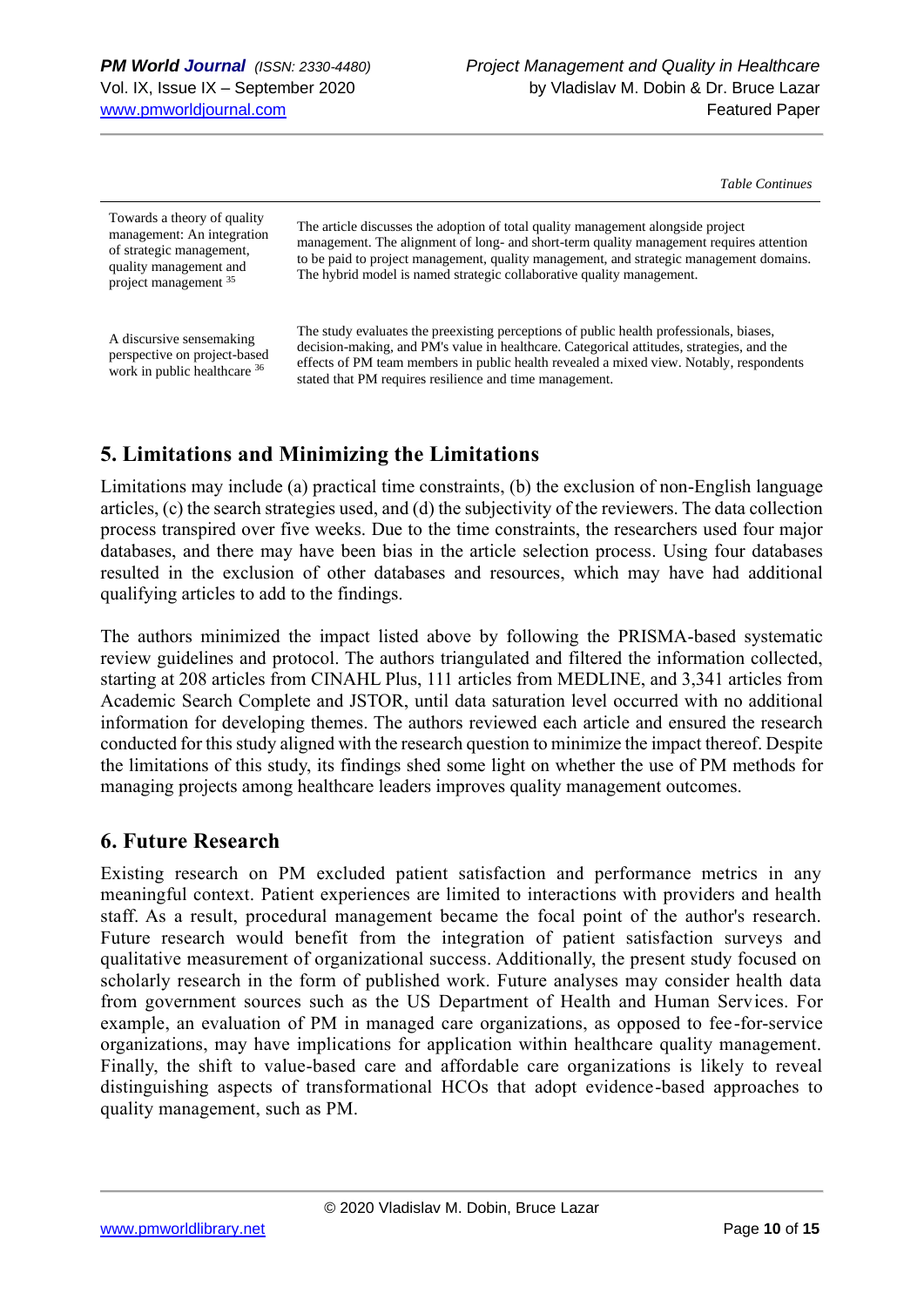*Table Continues*

| | |
|---|---|
| Towards a theory of quality management: An integration of strategic management, quality management and project management [35] | The article discusses the adoption of total quality management alongside project management. The alignment of long- and short-term quality management requires attention to be paid to project management, quality management, and strategic management domains. The hybrid model is named strategic collaborative quality management. |
| A discursive sensemaking perspective on project-based work in public healthcare [36] | The study evaluates the preexisting perceptions of public health professionals, biases, decision-making, and PM's value in healthcare. Categorical attitudes, strategies, and the effects of PM team members in public health revealed a mixed view. Notably, respondents stated that PM requires resilience and time management. |

## 5. Limitations and Minimizing the Limitations

Limitations may include (a) practical time constraints, (b) the exclusion of non-English language articles, (c) the search strategies used, and (d) the subjectivity of the reviewers. The data collection process transpired over five weeks. Due to the time constraints, the researchers used four major databases, and there may have been bias in the article selection process. Using four databases resulted in the exclusion of other databases and resources, which may have had additional qualifying articles to add to the findings.

The authors minimized the impact listed above by following the PRISMA-based systematic review guidelines and protocol. The authors triangulated and filtered the information collected, starting at 208 articles from CINAHL Plus, 111 articles from MEDLINE, and 3,341 articles from Academic Search Complete and JSTOR, until data saturation level occurred with no additional information for developing themes. The authors reviewed each article and ensured the research conducted for this study aligned with the research question to minimize the impact thereof. Despite the limitations of this study, its findings shed some light on whether the use of PM methods for managing projects among healthcare leaders improves quality management outcomes.

## 6. Future Research

Existing research on PM excluded patient satisfaction and performance metrics in any meaningful context. Patient experiences are limited to interactions with providers and health staff. As a result, procedural management became the focal point of the author's research. Future research would benefit from the integration of patient satisfaction surveys and qualitative measurement of organizational success. Additionally, the present study focused on scholarly research in the form of published work. Future analyses may consider health data from government sources such as the US Department of Health and Human Services. For example, an evaluation of PM in managed care organizations, as opposed to fee-for-service organizations, may have implications for application within healthcare quality management. Finally, the shift to value-based care and affordable care organizations is likely to reveal distinguishing aspects of transformational HCOs that adopt evidence-based approaches to quality management, such as PM.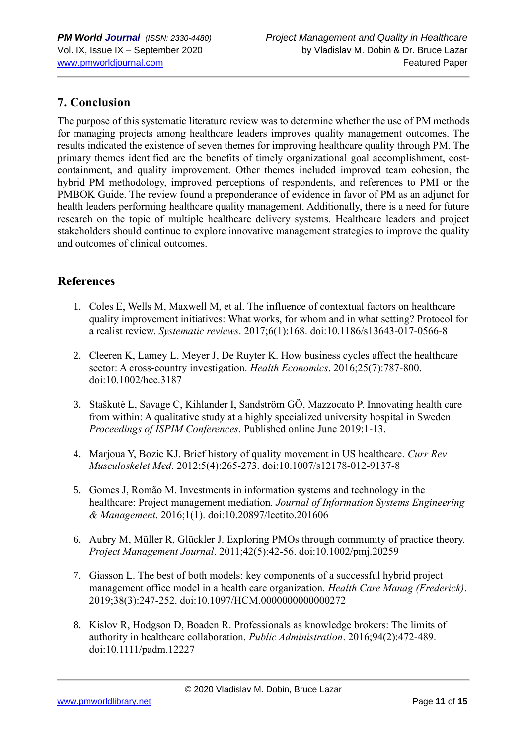## 7. Conclusion

The purpose of this systematic literature review was to determine whether the use of PM methods for managing projects among healthcare leaders improves quality management outcomes. The results indicated the existence of seven themes for improving healthcare quality through PM. The primary themes identified are the benefits of timely organizational goal accomplishment, cost-containment, and quality improvement. Other themes included improved team cohesion, the hybrid PM methodology, improved perceptions of respondents, and references to PMI or the PMBOK Guide. The review found a preponderance of evidence in favor of PM as an adjunct for health leaders performing healthcare quality management. Additionally, there is a need for future research on the topic of multiple healthcare delivery systems. Healthcare leaders and project stakeholders should continue to explore innovative management strategies to improve the quality and outcomes of clinical outcomes.

## References

1. Coles E, Wells M, Maxwell M, et al. The influence of contextual factors on healthcare quality improvement initiatives: What works, for whom and in what setting? Protocol for a realist review. *Systematic reviews*. 2017;6(1):168. doi:10.1186/s13643-017-0566-8

2. Cleeren K, Lamey L, Meyer J, De Ruyter K. How business cycles affect the healthcare sector: A cross-country investigation. *Health Economics*. 2016;25(7):787-800. doi:10.1002/hec.3187

3. Staškutė L, Savage C, Kihlander I, Sandström GÖ, Mazzocato P. Innovating health care from within: A qualitative study at a highly specialized university hospital in Sweden. *Proceedings of ISPIM Conferences*. Published online June 2019:1-13.

4. Marjoua Y, Bozic KJ. Brief history of quality movement in US healthcare. *Curr Rev Musculoskelet Med*. 2012;5(4):265-273. doi:10.1007/s12178-012-9137-8

5. Gomes J, Romão M. Investments in information systems and technology in the healthcare: Project management mediation. *Journal of Information Systems Engineering & Management*. 2016;1(1). doi:10.20897/lectito.201606

6. Aubry M, Müller R, Glückler J. Exploring PMOs through community of practice theory. *Project Management Journal*. 2011;42(5):42-56. doi:10.1002/pmj.20259

7. Giasson L. The best of both models: key components of a successful hybrid project management office model in a health care organization. *Health Care Manag (Frederick)*. 2019;38(3):247-252. doi:10.1097/HCM.0000000000000272

8. Kislov R, Hodgson D, Boaden R. Professionals as knowledge brokers: The limits of authority in healthcare collaboration. *Public Administration*. 2016;94(2):472-489. doi:10.1111/padm.12227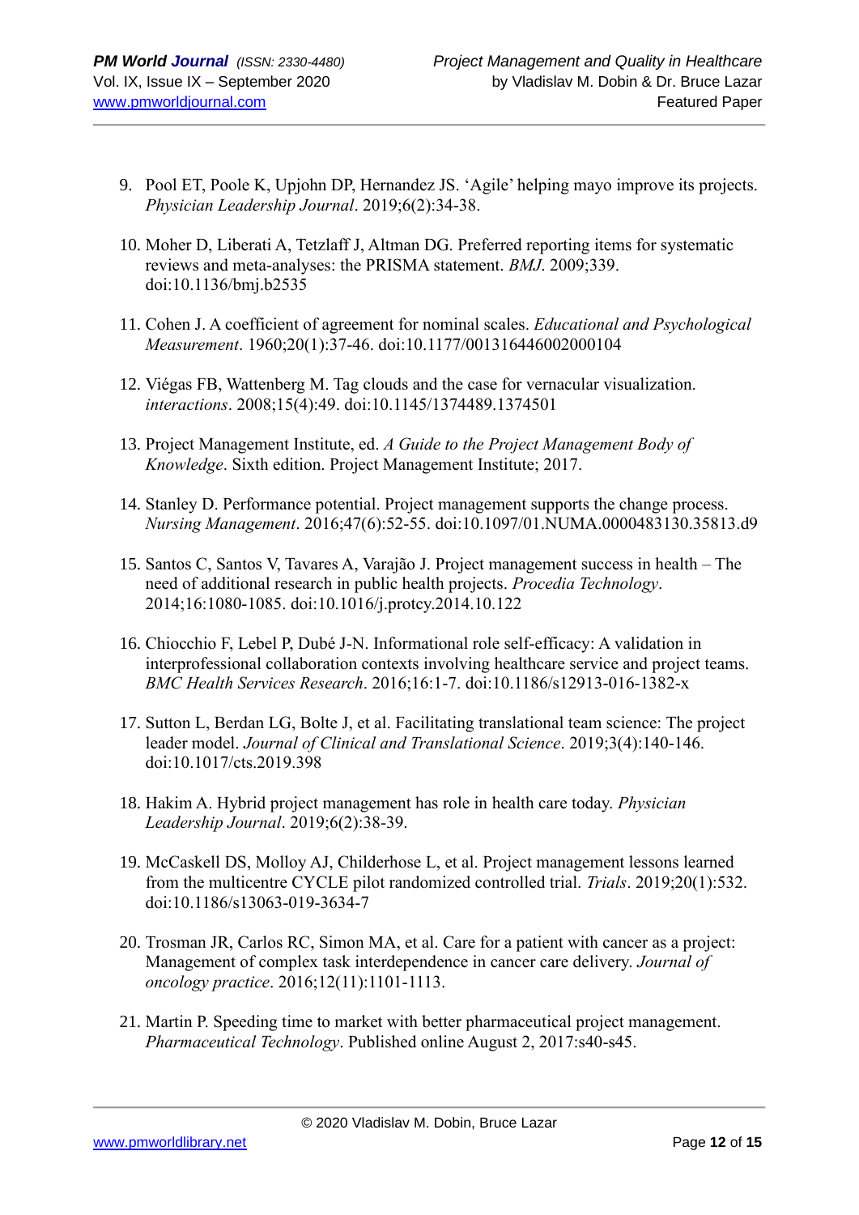9. Pool ET, Poole K, Upjohn DP, Hernandez JS. 'Agile' helping mayo improve its projects. *Physician Leadership Journal*. 2019;6(2):34-38.

10. Moher D, Liberati A, Tetzlaff J, Altman DG. Preferred reporting items for systematic reviews and meta-analyses: the PRISMA statement. *BMJ*. 2009;339. doi:10.1136/bmj.b2535

11. Cohen J. A coefficient of agreement for nominal scales. *Educational and Psychological Measurement*. 1960;20(1):37-46. doi:10.1177/001316446002000104

12. Viégas FB, Wattenberg M. Tag clouds and the case for vernacular visualization. *interactions*. 2008;15(4):49. doi:10.1145/1374489.1374501

13. Project Management Institute, ed. *A Guide to the Project Management Body of Knowledge*. Sixth edition. Project Management Institute; 2017.

14. Stanley D. Performance potential. Project management supports the change process. *Nursing Management*. 2016;47(6):52-55. doi:10.1097/01.NUMA.0000483130.35813.d9

15. Santos C, Santos V, Tavares A, Varajão J. Project management success in health – The need of additional research in public health projects. *Procedia Technology*. 2014;16:1080-1085. doi:10.1016/j.protcy.2014.10.122

16. Chiocchio F, Lebel P, Dubé J-N. Informational role self-efficacy: A validation in interprofessional collaboration contexts involving healthcare service and project teams. *BMC Health Services Research*. 2016;16:1-7. doi:10.1186/s12913-016-1382-x

17. Sutton L, Berdan LG, Bolte J, et al. Facilitating translational team science: The project leader model. *Journal of Clinical and Translational Science*. 2019;3(4):140-146. doi:10.1017/cts.2019.398

18. Hakim A. Hybrid project management has role in health care today. *Physician Leadership Journal*. 2019;6(2):38-39.

19. McCaskell DS, Molloy AJ, Childerhose L, et al. Project management lessons learned from the multicentre CYCLE pilot randomized controlled trial. *Trials*. 2019;20(1):532. doi:10.1186/s13063-019-3634-7

20. Trosman JR, Carlos RC, Simon MA, et al. Care for a patient with cancer as a project: Management of complex task interdependence in cancer care delivery. *Journal of oncology practice*. 2016;12(11):1101-1113.

21. Martin P. Speeding time to market with better pharmaceutical project management. *Pharmaceutical Technology*. Published online August 2, 2017:s40-s45.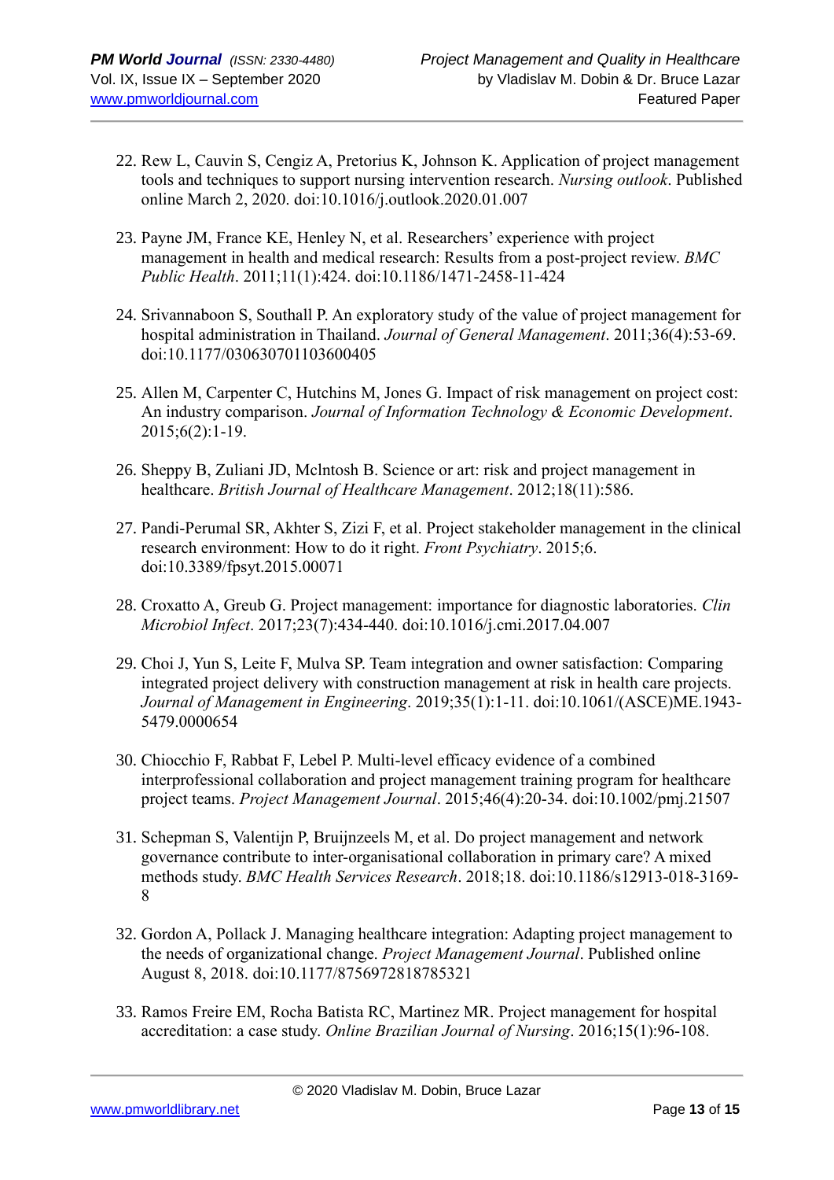22. Rew L, Cauvin S, Cengiz A, Pretorius K, Johnson K. Application of project management tools and techniques to support nursing intervention research. *Nursing outlook*. Published online March 2, 2020. doi:10.1016/j.outlook.2020.01.007

23. Payne JM, France KE, Henley N, et al. Researchers' experience with project management in health and medical research: Results from a post-project review. *BMC Public Health*. 2011;11(1):424. doi:10.1186/1471-2458-11-424

24. Srivannaboon S, Southall P. An exploratory study of the value of project management for hospital administration in Thailand. *Journal of General Management*. 2011;36(4):53-69. doi:10.1177/030630701103600405

25. Allen M, Carpenter C, Hutchins M, Jones G. Impact of risk management on project cost: An industry comparison. *Journal of Information Technology & Economic Development*. 2015;6(2):1-19.

26. Sheppy B, Zuliani JD, Mclntosh B. Science or art: risk and project management in healthcare. *British Journal of Healthcare Management*. 2012;18(11):586.

27. Pandi-Perumal SR, Akhter S, Zizi F, et al. Project stakeholder management in the clinical research environment: How to do it right. *Front Psychiatry*. 2015;6. doi:10.3389/fpsyt.2015.00071

28. Croxatto A, Greub G. Project management: importance for diagnostic laboratories. *Clin Microbiol Infect*. 2017;23(7):434-440. doi:10.1016/j.cmi.2017.04.007

29. Choi J, Yun S, Leite F, Mulva SP. Team integration and owner satisfaction: Comparing integrated project delivery with construction management at risk in health care projects. *Journal of Management in Engineering*. 2019;35(1):1-11. doi:10.1061/(ASCE)ME.1943-5479.0000654

30. Chiocchio F, Rabbat F, Lebel P. Multi-level efficacy evidence of a combined interprofessional collaboration and project management training program for healthcare project teams. *Project Management Journal*. 2015;46(4):20-34. doi:10.1002/pmj.21507

31. Schepman S, Valentijn P, Bruijnzeels M, et al. Do project management and network governance contribute to inter-organisational collaboration in primary care? A mixed methods study. *BMC Health Services Research*. 2018;18. doi:10.1186/s12913-018-3169-8

32. Gordon A, Pollack J. Managing healthcare integration: Adapting project management to the needs of organizational change. *Project Management Journal*. Published online August 8, 2018. doi:10.1177/8756972818785321

33. Ramos Freire EM, Rocha Batista RC, Martinez MR. Project management for hospital accreditation: a case study. *Online Brazilian Journal of Nursing*. 2016;15(1):96-108.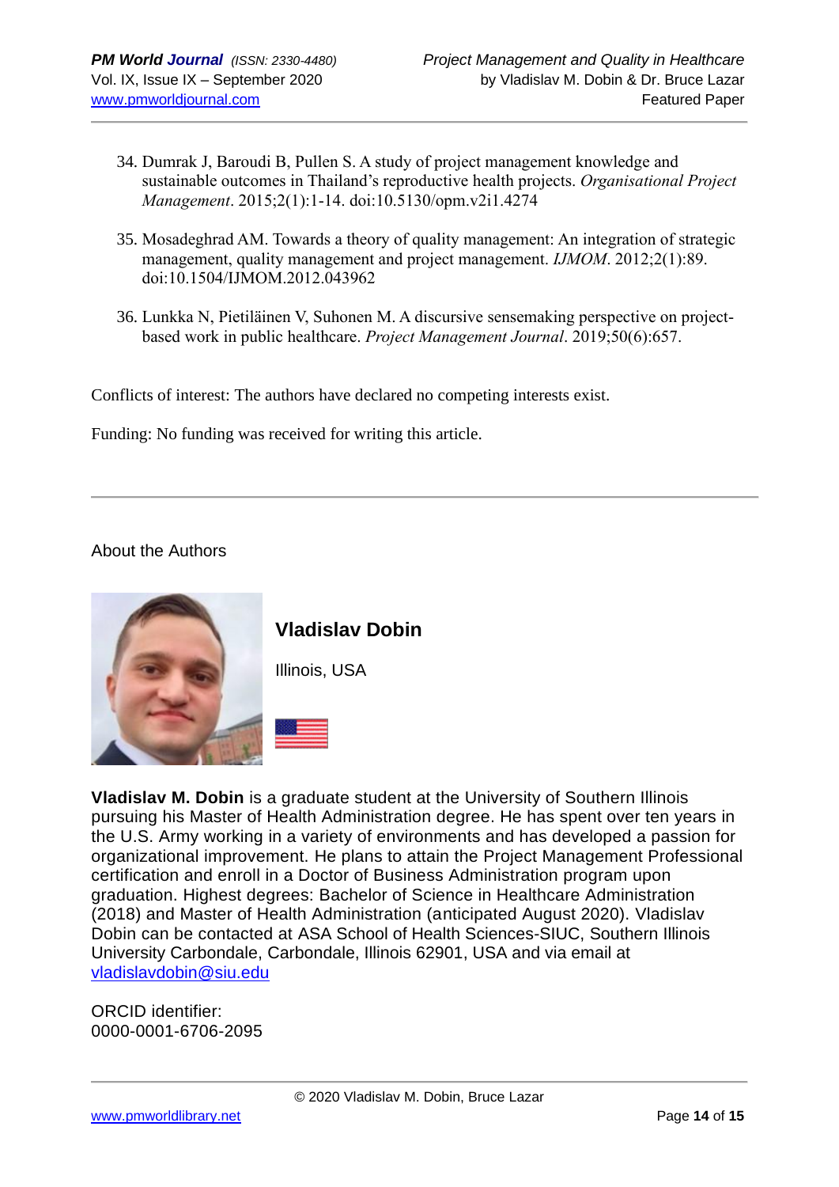34. Dumrak J, Baroudi B, Pullen S. A study of project management knowledge and sustainable outcomes in Thailand's reproductive health projects. *Organisational Project Management*. 2015;2(1):1-14. doi:10.5130/opm.v2i1.4274

35. Mosadeghrad AM. Towards a theory of quality management: An integration of strategic management, quality management and project management. *IJMOM*. 2012;2(1):89. doi:10.1504/IJMOM.2012.043962

36. Lunkka N, Pietiläinen V, Suhonen M. A discursive sensemaking perspective on project-based work in public healthcare. *Project Management Journal*. 2019;50(6):657.

Conflicts of interest: The authors have declared no competing interests exist.

Funding: No funding was received for writing this article.

---

About the Authors

## Vladislav Dobin

Illinois, USA

**Vladislav M. Dobin** is a graduate student at the University of Southern Illinois pursuing his Master of Health Administration degree. He has spent over ten years in the U.S. Army working in a variety of environments and has developed a passion for organizational improvement. He plans to attain the Project Management Professional certification and enroll in a Doctor of Business Administration program upon graduation. Highest degrees: Bachelor of Science in Healthcare Administration (2018) and Master of Health Administration (anticipated August 2020). Vladislav Dobin can be contacted at ASA School of Health Sciences-SIUC, Southern Illinois University Carbondale, Carbondale, Illinois 62901, USA and via email at vladislavdobin@siu.edu

ORCID identifier:
0000-0001-6706-2095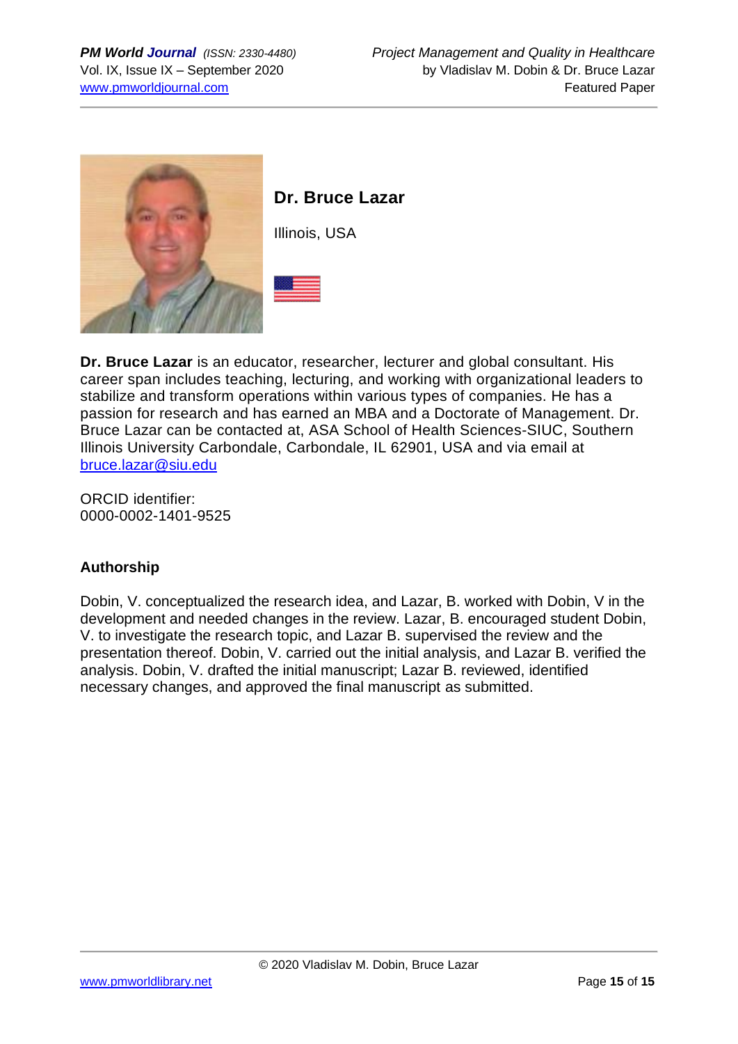## Dr. Bruce Lazar

Illinois, USA

**Dr. Bruce Lazar** is an educator, researcher, lecturer and global consultant. His career span includes teaching, lecturing, and working with organizational leaders to stabilize and transform operations within various types of companies. He has a passion for research and has earned an MBA and a Doctorate of Management. Dr. Bruce Lazar can be contacted at, ASA School of Health Sciences-SIUC, Southern Illinois University Carbondale, Carbondale, IL 62901, USA and via email at bruce.lazar@siu.edu

ORCID identifier:
0000-0002-1401-9525

### Authorship

Dobin, V. conceptualized the research idea, and Lazar, B. worked with Dobin, V in the development and needed changes in the review. Lazar, B. encouraged student Dobin, V. to investigate the research topic, and Lazar B. supervised the review and the presentation thereof. Dobin, V. carried out the initial analysis, and Lazar B. verified the analysis. Dobin, V. drafted the initial manuscript; Lazar B. reviewed, identified necessary changes, and approved the final manuscript as submitted.